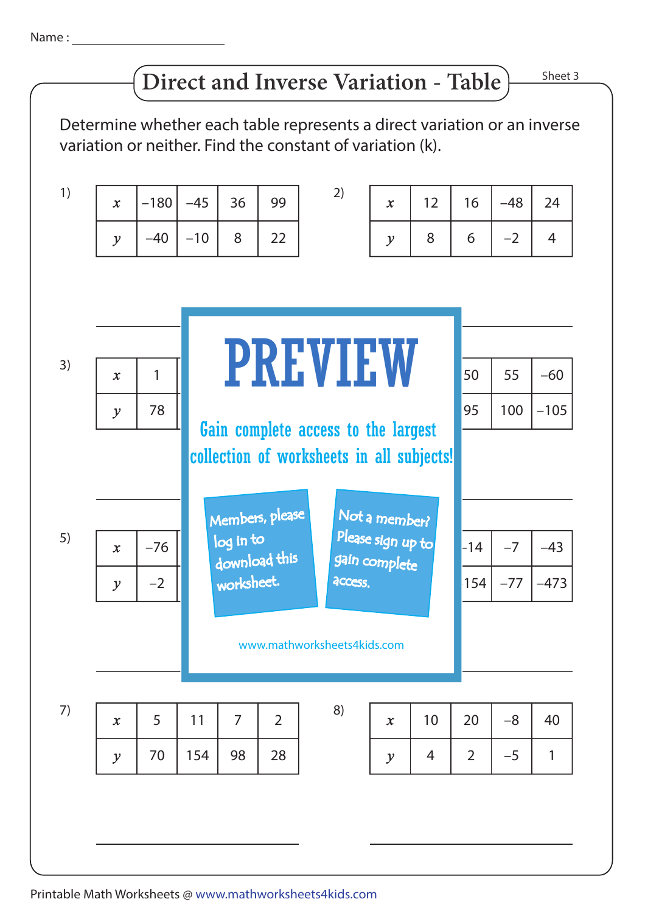Name : ______________________

# Direct and Inverse Variation - Table

Sheet 3

Determine whether each table represents a direct variation or an inverse variation or neither. Find the constant of variation (k).

1)

| $x$ | −180 | −45 | 36 | 99 |
|---|---|---|---|---|
| $y$ | −40 | −10 | 8 | 22 |

______________________

2)

| $x$ | 12 | 16 | −48 | 24 |
|---|---|---|---|---|
| $y$ | 8 | 6 | −2 | 4 |

______________________

3)

| $x$ | 1 | | | |
|---|---|---|---|---|
| $y$ | 78 | | | |

______________________

4)

| $x$ | | 50 | 55 | −60 |
|---|---|---|---|---|
| $y$ | | 95 | 100 | −105 |

______________________

5)

| $x$ | −76 | | | |
|---|---|---|---|---|
| $y$ | −2 | | | |

______________________

6)

| $x$ | | −14 | −7 | −43 |
|---|---|---|---|---|
| $y$ | | 154 | −77 | −473 |

______________________

**PREVIEW**

Gain complete access to the largest collection of worksheets in all subjects!

Members, please log in to download this worksheet.

Not a member? Please sign up to gain complete access.

www.mathworksheets4kids.com

7)

| $x$ | 5 | 11 | 7 | 2 |
|---|---|---|---|---|
| $y$ | 70 | 154 | 98 | 28 |

______________________

8)

| $x$ | 10 | 20 | −8 | 40 |
|---|---|---|---|---|
| $y$ | 4 | 2 | −5 | 1 |

______________________

Printable Math Worksheets @ www.mathworksheets4kids.com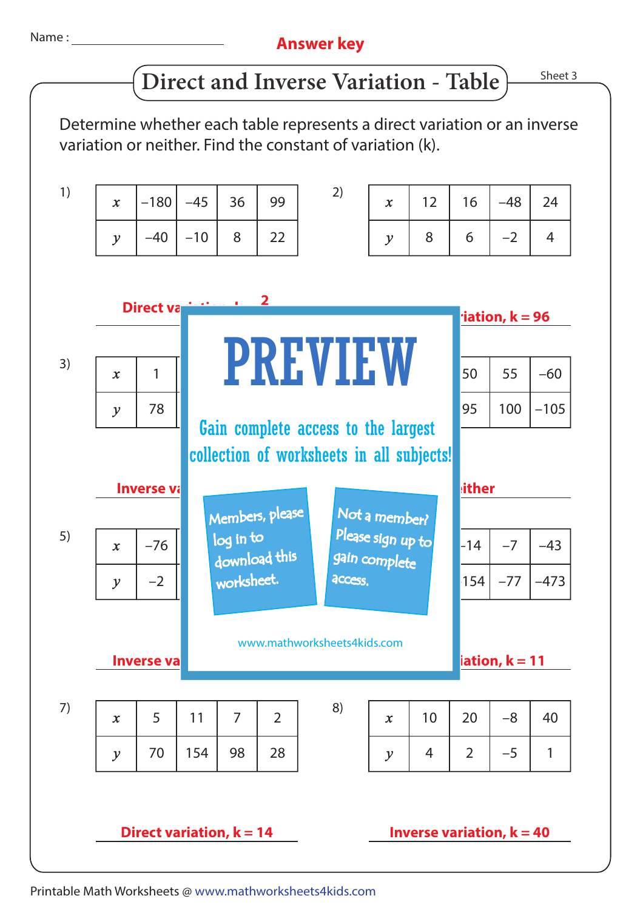Name : ____________________

**Answer key**

# Direct and Inverse Variation - Table

Sheet 3

Determine whether each table represents a direct variation or an inverse variation or neither. Find the constant of variation (k).

1)

| | | | | |
|---|---|---|---|---|
| $x$ | –180 | –45 | 36 | 99 |
| $y$ | –40 | –10 | 8 | 22 |

**Direct va... 2**

2)

| | | | | |
|---|---|---|---|---|
| $x$ | 12 | 16 | –48 | 24 |
| $y$ | 8 | 6 | –2 | 4 |

**...riation, k = 96**

3)

| | | | | |
|---|---|---|---|---|
| $x$ | 1 | | | |
| $y$ | 78 | | | |

**Inverse va...**

4)

| | | | | |
|---|---|---|---|---|
| $x$ | | 50 | 55 | –60 |
| $y$ | | 95 | 100 | –105 |

**...ither**

5)

| | | | | |
|---|---|---|---|---|
| $x$ | –76 | | | |
| $y$ | –2 | | | |

**Inverse va...**

6)

| | | | | |
|---|---|---|---|---|
| $x$ | | –14 | –7 | –43 |
| $y$ | | 154 | –77 | –473 |

**...iation, k = 11**

PREVIEW

Gain complete access to the largest collection of worksheets in all subjects!

Members, please log in to download this worksheet.

Not a member? Please sign up to gain complete access.

www.mathworksheets4kids.com

7)

| | | | | |
|---|---|---|---|---|
| $x$ | 5 | 11 | 7 | 2 |
| $y$ | 70 | 154 | 98 | 28 |

**Direct variation, k = 14**

8)

| | | | | |
|---|---|---|---|---|
| $x$ | 10 | 20 | –8 | 40 |
| $y$ | 4 | 2 | –5 | 1 |

**Inverse variation, k = 40**

Printable Math Worksheets @ www.mathworksheets4kids.com